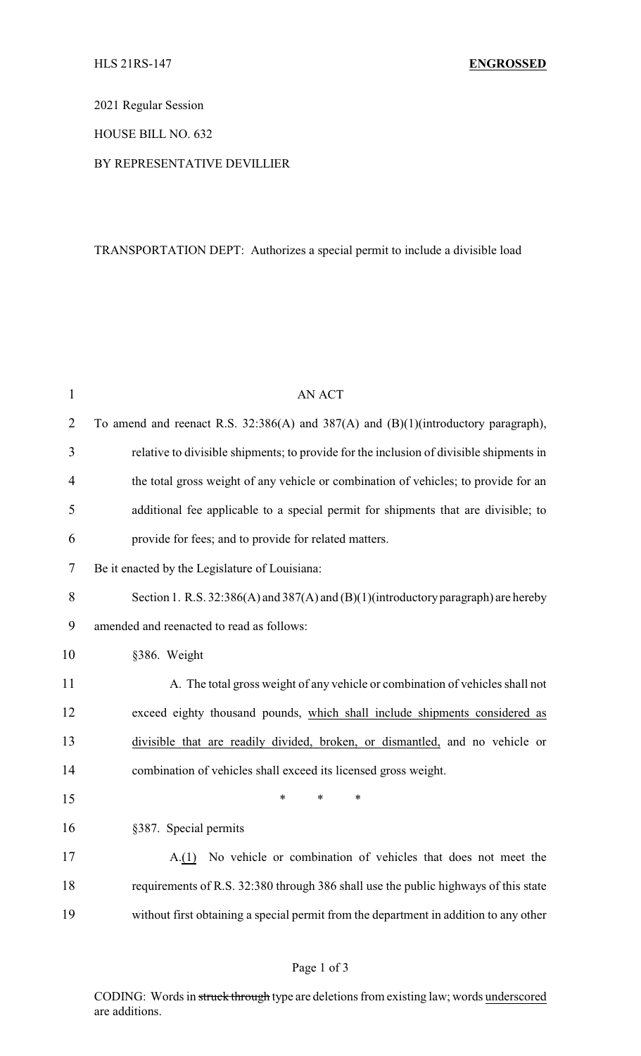HLS 21RS-147 **ENGROSSED**

2021 Regular Session

HOUSE BILL NO. 632

BY REPRESENTATIVE DEVILLIER

TRANSPORTATION DEPT: Authorizes a special permit to include a divisible load

AN ACT

To amend and reenact R.S. 32:386(A) and 387(A) and (B)(1)(introductory paragraph), relative to divisible shipments; to provide for the inclusion of divisible shipments in the total gross weight of any vehicle or combination of vehicles; to provide for an additional fee applicable to a special permit for shipments that are divisible; to provide for fees; and to provide for related matters.

Be it enacted by the Legislature of Louisiana:

Section 1. R.S. 32:386(A) and 387(A) and (B)(1)(introductory paragraph) are hereby amended and reenacted to read as follows:

§386. Weight

A. The total gross weight of any vehicle or combination of vehicles shall not exceed eighty thousand pounds, <u>which shall include shipments considered as divisible that are readily divided, broken, or dismantled,</u> and no vehicle or combination of vehicles shall exceed its licensed gross weight.

\* \* \*

§387. Special permits

A.<u>(1)</u> No vehicle or combination of vehicles that does not meet the requirements of R.S. 32:380 through 386 shall use the public highways of this state without first obtaining a special permit from the department in addition to any other

CODING: Words in ~~struck through~~ type are deletions from existing law; words <u>underscored</u> are additions.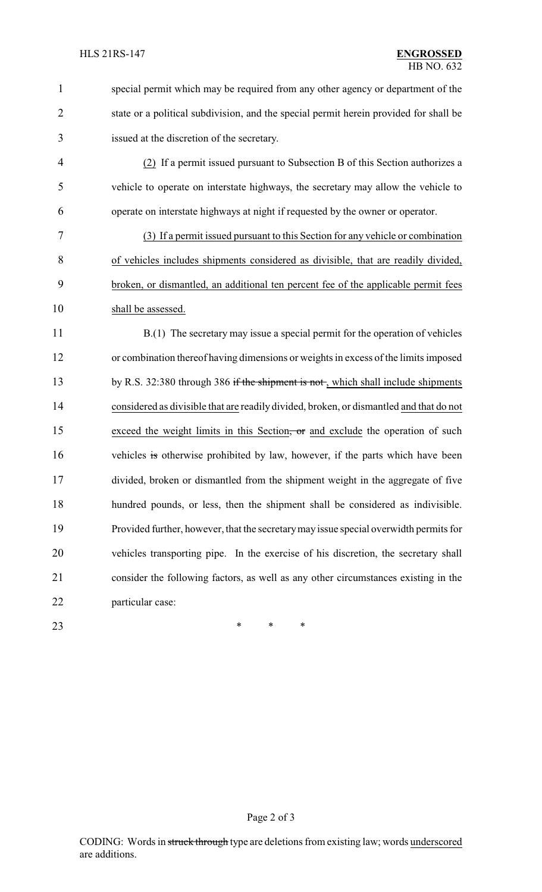special permit which may be required from any other agency or department of the state or a political subdivision, and the special permit herein provided for shall be issued at the discretion of the secretary.

(2) If a permit issued pursuant to Subsection B of this Section authorizes a vehicle to operate on interstate highways, the secretary may allow the vehicle to operate on interstate highways at night if requested by the owner or operator.

(3) If a permit issued pursuant to this Section for any vehicle or combination of vehicles includes shipments considered as divisible, that are readily divided, broken, or dismantled, an additional ten percent fee of the applicable permit fees shall be assessed.

B.(1) The secretary may issue a special permit for the operation of vehicles or combination thereof having dimensions or weights in excess of the limits imposed by R.S. 32:380 through 386 ~~if the shipment is not~~ , which shall include shipments considered as divisible that are readily divided, broken, or dismantled and that do not exceed the weight limits in this Section~~, or~~ and exclude the operation of such vehicles ~~is~~ otherwise prohibited by law, however, if the parts which have been divided, broken or dismantled from the shipment weight in the aggregate of five hundred pounds, or less, then the shipment shall be considered as indivisible. Provided further, however, that the secretary may issue special overwidth permits for vehicles transporting pipe. In the exercise of his discretion, the secretary shall consider the following factors, as well as any other circumstances existing in the particular case:

\* \* \*

CODING: Words in ~~struck through~~ type are deletions from existing law; words underscored are additions.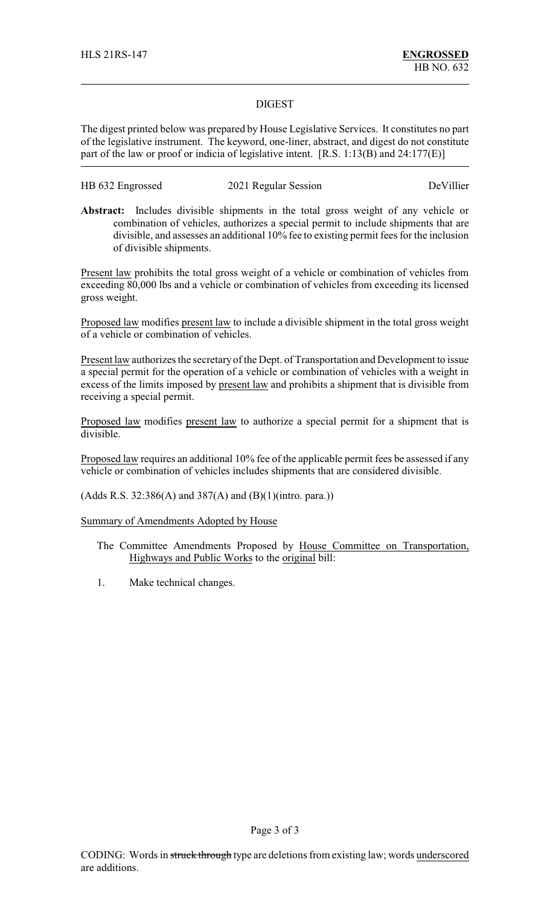HLS 21RS-147

**ENGROSSED**
HB NO. 632

## DIGEST

The digest printed below was prepared by House Legislative Services. It constitutes no part of the legislative instrument. The keyword, one-liner, abstract, and digest do not constitute part of the law or proof or indicia of legislative intent. [R.S. 1:13(B) and 24:177(E)]

HB 632 Engrossed — 2021 Regular Session — DeVillier

**Abstract:** Includes divisible shipments in the total gross weight of any vehicle or combination of vehicles, authorizes a special permit to include shipments that are divisible, and assesses an additional 10% fee to existing permit fees for the inclusion of divisible shipments.

Present law prohibits the total gross weight of a vehicle or combination of vehicles from exceeding 80,000 lbs and a vehicle or combination of vehicles from exceeding its licensed gross weight.

Proposed law modifies present law to include a divisible shipment in the total gross weight of a vehicle or combination of vehicles.

Present law authorizes the secretary of the Dept. of Transportation and Development to issue a special permit for the operation of a vehicle or combination of vehicles with a weight in excess of the limits imposed by present law and prohibits a shipment that is divisible from receiving a special permit.

Proposed law modifies present law to authorize a special permit for a shipment that is divisible.

Proposed law requires an additional 10% fee of the applicable permit fees be assessed if any vehicle or combination of vehicles includes shipments that are considered divisible.

(Adds R.S. 32:386(A) and 387(A) and (B)(1)(intro. para.))

Summary of Amendments Adopted by House

The Committee Amendments Proposed by House Committee on Transportation, Highways and Public Works to the original bill:

1. Make technical changes.

CODING: Words in ~~struck through~~ type are deletions from existing law; words underscored are additions.